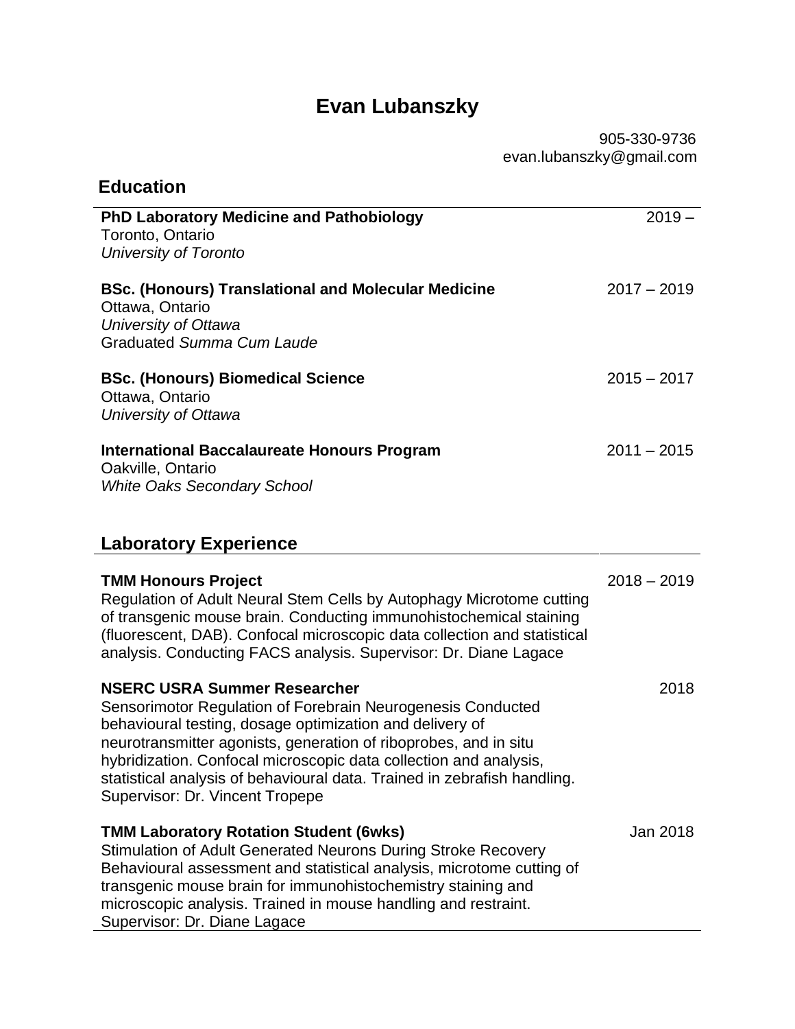# Evan Lubanszky

905-330-9736
evan.lubanszky@gmail.com

## Education

**PhD Laboratory Medicine and Pathobiology** — 2019 –
Toronto, Ontario
*University of Toronto*

**BSc. (Honours) Translational and Molecular Medicine** — 2017 – 2019
Ottawa, Ontario
*University of Ottawa*
Graduated *Summa Cum Laude*

**BSc. (Honours) Biomedical Science** — 2015 – 2017
Ottawa, Ontario
*University of Ottawa*

**International Baccalaureate Honours Program** — 2011 – 2015
Oakville, Ontario
*White Oaks Secondary School*

## Laboratory Experience

**TMM Honours Project** — 2018 – 2019
Regulation of Adult Neural Stem Cells by Autophagy Microtome cutting of transgenic mouse brain. Conducting immunohistochemical staining (fluorescent, DAB). Confocal microscopic data collection and statistical analysis. Conducting FACS analysis. Supervisor: Dr. Diane Lagace

**NSERC USRA Summer Researcher** — 2018
Sensorimotor Regulation of Forebrain Neurogenesis Conducted behavioural testing, dosage optimization and delivery of neurotransmitter agonists, generation of riboprobes, and in situ hybridization. Confocal microscopic data collection and analysis, statistical analysis of behavioural data. Trained in zebrafish handling. Supervisor: Dr. Vincent Tropepe

**TMM Laboratory Rotation Student (6wks)** — Jan 2018
Stimulation of Adult Generated Neurons During Stroke Recovery Behavioural assessment and statistical analysis, microtome cutting of transgenic mouse brain for immunohistochemistry staining and microscopic analysis. Trained in mouse handling and restraint. Supervisor: Dr. Diane Lagace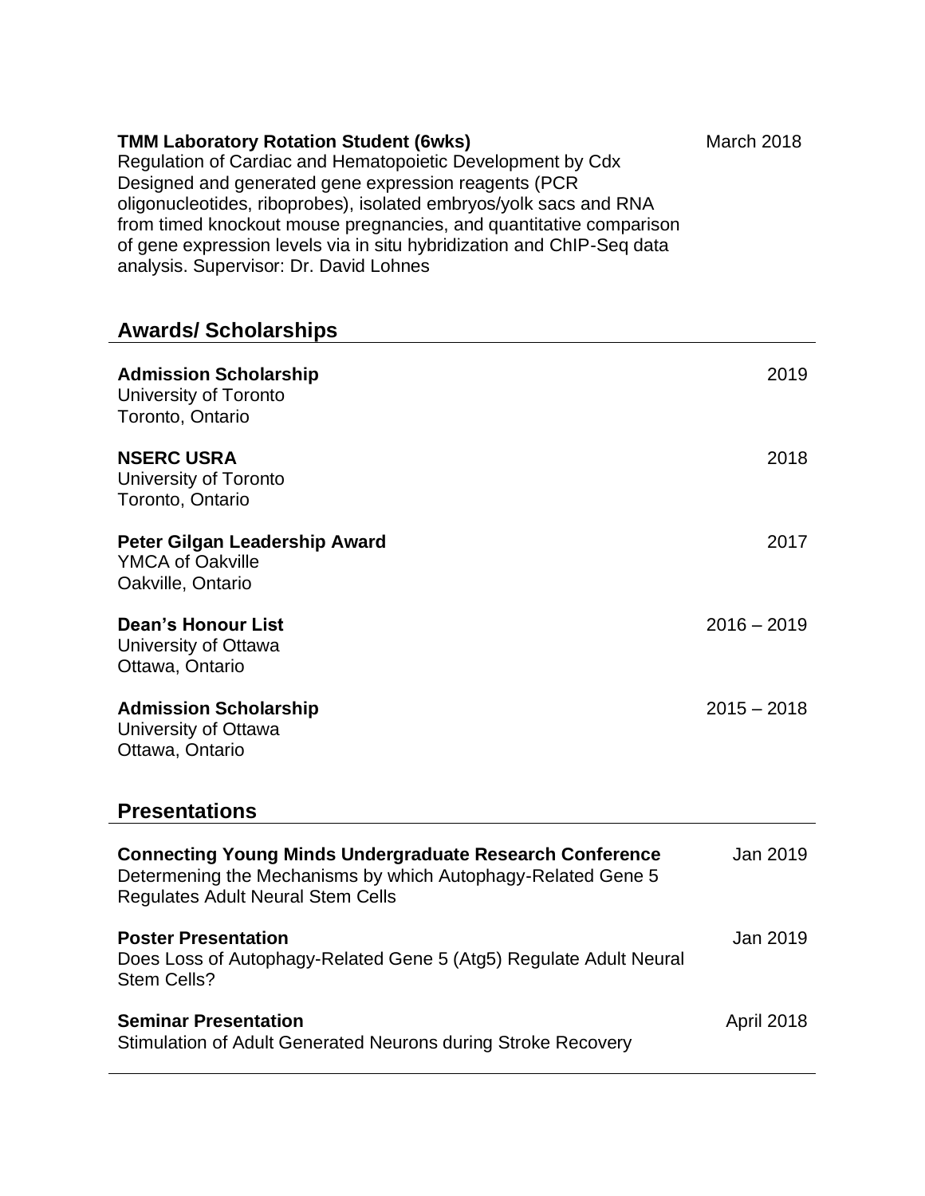**TMM Laboratory Rotation Student (6wks)** March 2018
Regulation of Cardiac and Hematopoietic Development by Cdx
Designed and generated gene expression reagents (PCR oligonucleotides, riboprobes), isolated embryos/yolk sacs and RNA from timed knockout mouse pregnancies, and quantitative comparison of gene expression levels via in situ hybridization and ChIP-Seq data analysis. Supervisor: Dr. David Lohnes

## Awards/ Scholarships

**Admission Scholarship** 2019
University of Toronto
Toronto, Ontario

**NSERC USRA** 2018
University of Toronto
Toronto, Ontario

**Peter Gilgan Leadership Award** 2017
YMCA of Oakville
Oakville, Ontario

**Dean's Honour List** 2016 – 2019
University of Ottawa
Ottawa, Ontario

**Admission Scholarship** 2015 – 2018
University of Ottawa
Ottawa, Ontario

## Presentations

**Connecting Young Minds Undergraduate Research Conference** Jan 2019
Determening the Mechanisms by which Autophagy-Related Gene 5 Regulates Adult Neural Stem Cells

**Poster Presentation** Jan 2019
Does Loss of Autophagy-Related Gene 5 (Atg5) Regulate Adult Neural Stem Cells?

**Seminar Presentation** April 2018
Stimulation of Adult Generated Neurons during Stroke Recovery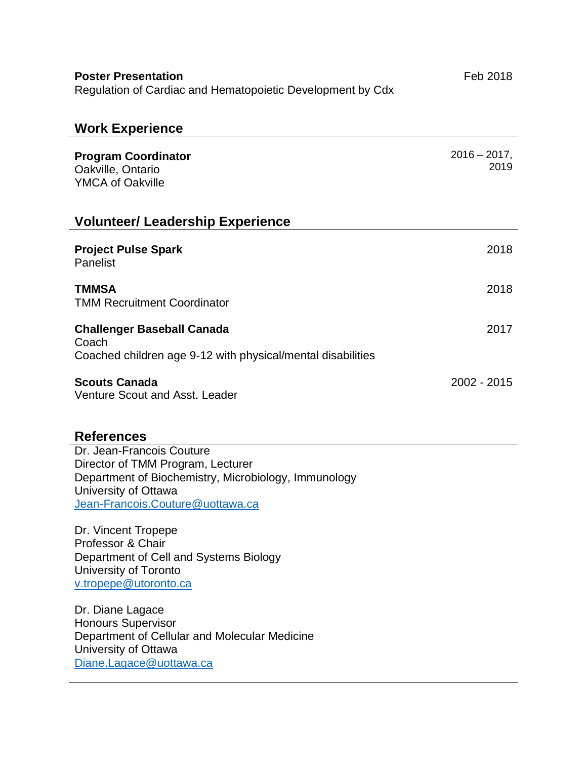**Poster Presentation** Feb 2018
Regulation of Cardiac and Hematopoietic Development by Cdx

## Work Experience

**Program Coordinator** 2016 – 2017, 2019
Oakville, Ontario
YMCA of Oakville

## Volunteer/ Leadership Experience

**Project Pulse Spark** 2018
Panelist

**TMMSA** 2018
TMM Recruitment Coordinator

**Challenger Baseball Canada** 2017
Coach
Coached children age 9-12 with physical/mental disabilities

**Scouts Canada** 2002 - 2015
Venture Scout and Asst. Leader

## References

Dr. Jean-Francois Couture
Director of TMM Program, Lecturer
Department of Biochemistry, Microbiology, Immunology
University of Ottawa
Jean-Francois.Couture@uottawa.ca

Dr. Vincent Tropepe
Professor & Chair
Department of Cell and Systems Biology
University of Toronto
v.tropepe@utoronto.ca

Dr. Diane Lagace
Honours Supervisor
Department of Cellular and Molecular Medicine
University of Ottawa
Diane.Lagace@uottawa.ca